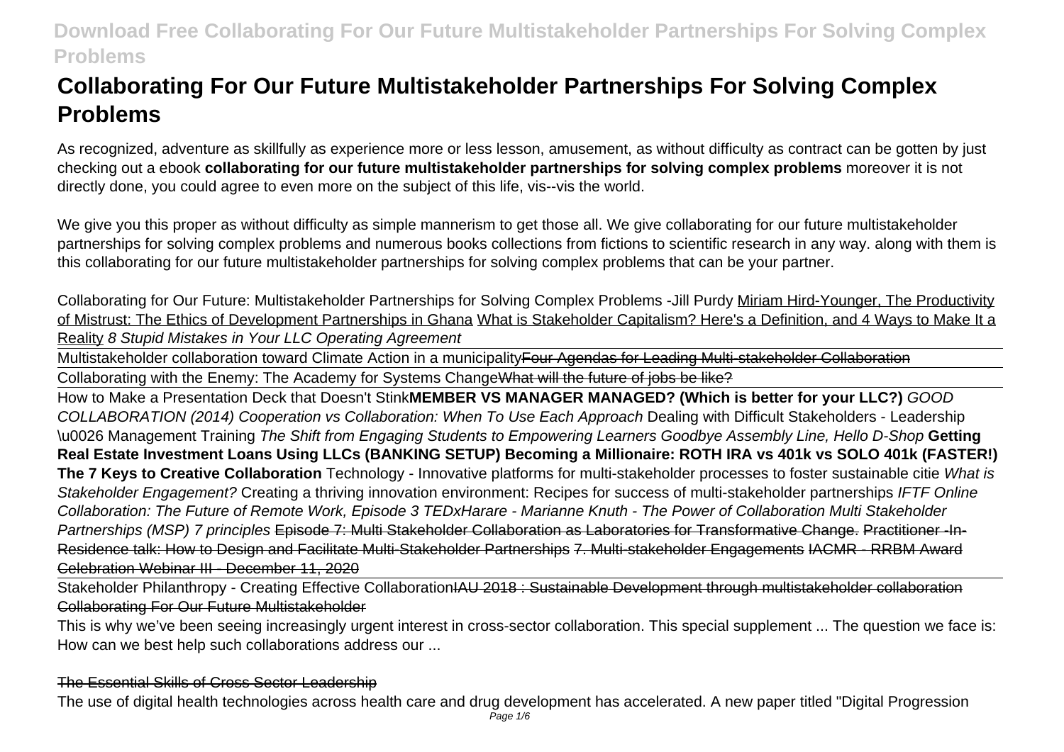# Collaborating For Our Future Multistakeholder Partnerships For Solving Complex Problems

As recognized, adventure as skillfully as experience more or less lesson, amusement, as without difficulty as contract can be gotten by just checking out a ebook **collaborating for our future multistakeholder partnerships for solving complex problems** moreover it is not directly done, you could agree to even more on the subject of this life, vis--vis the world.

We give you this proper as without difficulty as simple mannerism to get those all. We give collaborating for our future multistakeholder partnerships for solving complex problems and numerous books collections from fictions to scientific research in any way. along with them is this collaborating for our future multistakeholder partnerships for solving complex problems that can be your partner.

Collaborating for Our Future: Multistakeholder Partnerships for Solving Complex Problems -Jill Purdy Miriam Hird-Younger, The Productivity of Mistrust: The Ethics of Development Partnerships in Ghana What is Stakeholder Capitalism? Here's a Definition, and 4 Ways to Make It a Reality *8 Stupid Mistakes in Your LLC Operating Agreement*

Multistakeholder collaboration toward Climate Action in a municipality ~~Four Agendas for Leading Multi-stakeholder Collaboration~~

Collaborating with the Enemy: The Academy for Systems Change ~~What will the future of jobs be like?~~

How to Make a Presentation Deck that Doesn't Stink **MEMBER VS MANAGER MANAGED? (Which is better for your LLC?)** *GOOD COLLABORATION (2014) Cooperation vs Collaboration: When To Use Each Approach* Dealing with Difficult Stakeholders - Leadership \u0026 Management Training *The Shift from Engaging Students to Empowering Learners Goodbye Assembly Line, Hello D-Shop* **Getting Real Estate Investment Loans Using LLCs (BANKING SETUP) Becoming a Millionaire: ROTH IRA vs 401k vs SOLO 401k (FASTER!) The 7 Keys to Creative Collaboration** Technology - Innovative platforms for multi-stakeholder processes to foster sustainable citie *What is Stakeholder Engagement?* Creating a thriving innovation environment: Recipes for success of multi-stakeholder partnerships *IFTF Online Collaboration: The Future of Remote Work, Episode 3 TEDxHarare - Marianne Knuth - The Power of Collaboration Multi Stakeholder Partnerships (MSP) 7 principles* ~~Episode 7: Multi Stakeholder Collaboration as Laboratories for Transformative Change.~~ ~~Practitioner-In-Residence talk: How to Design and Facilitate Multi-Stakeholder Partnerships~~ ~~7. Multi-stakeholder Engagements~~ ~~IACMR - RRBM Award Celebration Webinar III - December 11, 2020~~

Stakeholder Philanthropy - Creating Effective Collaboration ~~IAU 2018 : Sustainable Development through multistakeholder collaboration~~ ~~Collaborating For Our Future Multistakeholder~~

This is why we've been seeing increasingly urgent interest in cross-sector collaboration. This special supplement ... The question we face is: How can we best help such collaborations address our ...

~~The Essential Skills of Cross Sector Leadership~~

The use of digital health technologies across health care and drug development has accelerated. A new paper titled "Digital Progression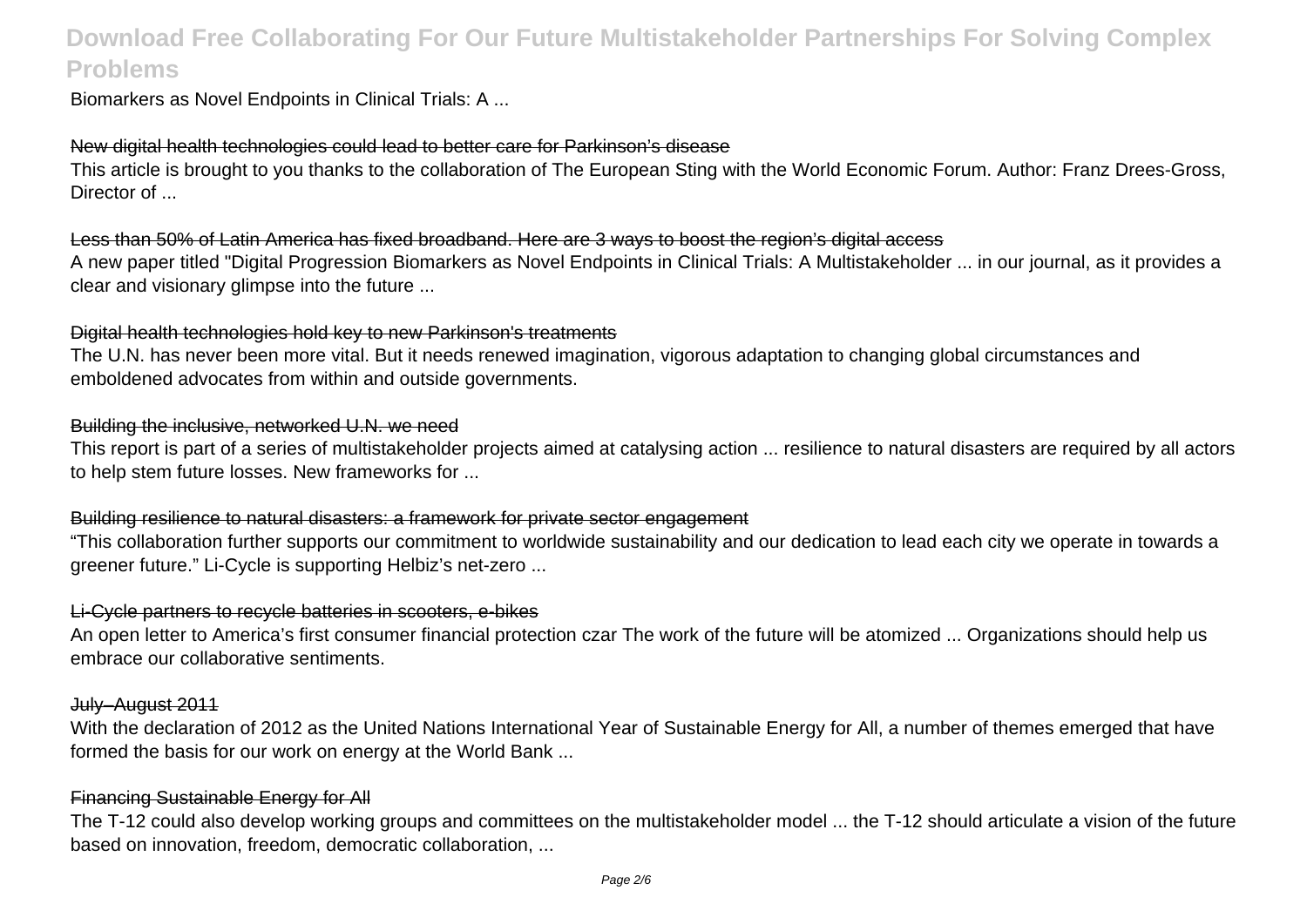Biomarkers as Novel Endpoints in Clinical Trials: A ...

New digital health technologies could lead to better care for Parkinson’s disease

This article is brought to you thanks to the collaboration of The European Sting with the World Economic Forum. Author: Franz Drees-Gross, Director of ...

Less than 50% of Latin America has fixed broadband. Here are 3 ways to boost the region’s digital access

A new paper titled "Digital Progression Biomarkers as Novel Endpoints in Clinical Trials: A Multistakeholder ... in our journal, as it provides a clear and visionary glimpse into the future ...

Digital health technologies hold key to new Parkinson's treatments

The U.N. has never been more vital. But it needs renewed imagination, vigorous adaptation to changing global circumstances and emboldened advocates from within and outside governments.

Building the inclusive, networked U.N. we need

This report is part of a series of multistakeholder projects aimed at catalysing action ... resilience to natural disasters are required by all actors to help stem future losses. New frameworks for ...

Building resilience to natural disasters: a framework for private sector engagement

“This collaboration further supports our commitment to worldwide sustainability and our dedication to lead each city we operate in towards a greener future.” Li-Cycle is supporting Helbiz’s net-zero ...

Li-Cycle partners to recycle batteries in scooters, e-bikes

An open letter to America’s first consumer financial protection czar The work of the future will be atomized ... Organizations should help us embrace our collaborative sentiments.

July–August 2011

With the declaration of 2012 as the United Nations International Year of Sustainable Energy for All, a number of themes emerged that have formed the basis for our work on energy at the World Bank ...

Financing Sustainable Energy for All

The T-12 could also develop working groups and committees on the multistakeholder model ... the T-12 should articulate a vision of the future based on innovation, freedom, democratic collaboration, ...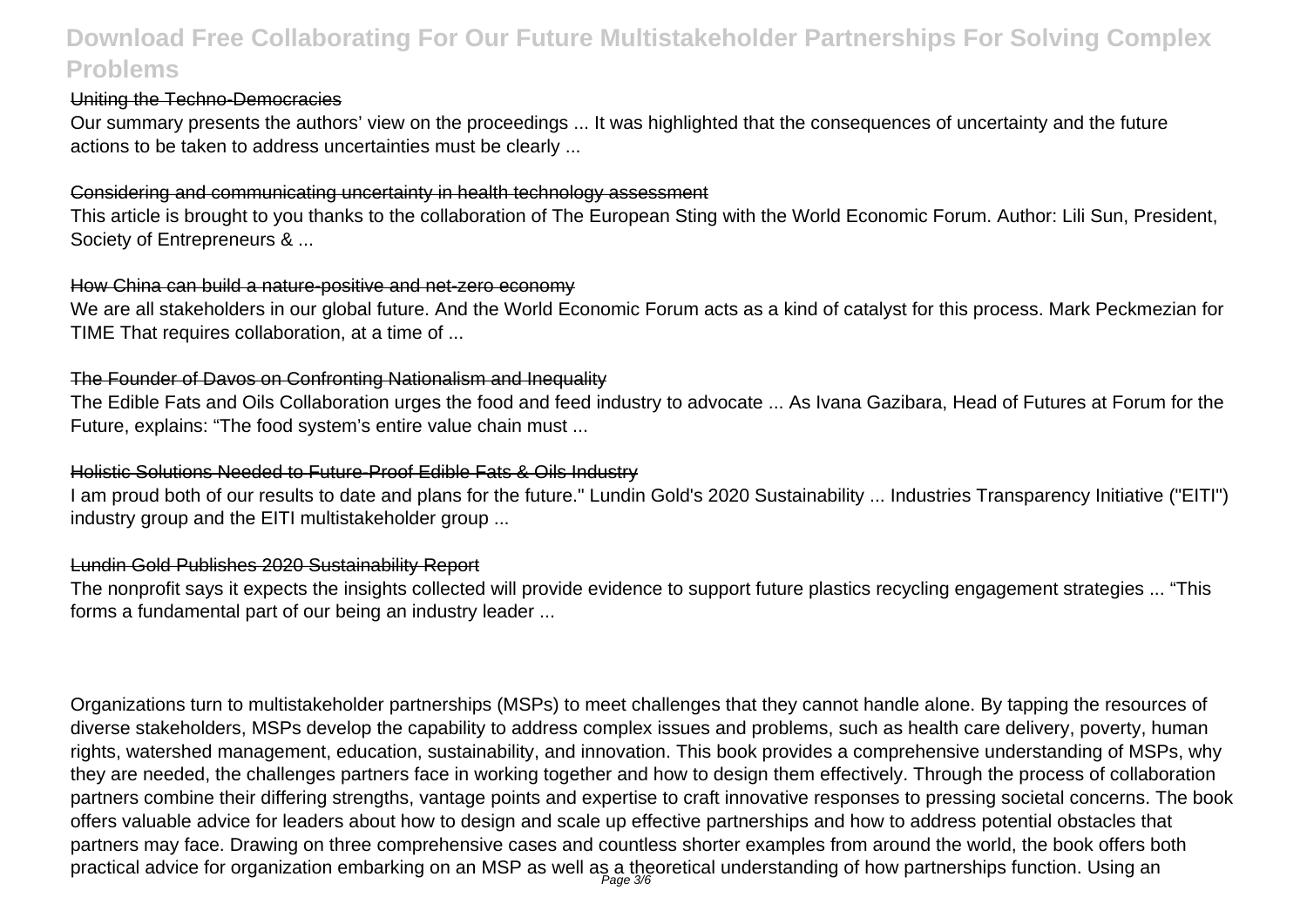### Uniting the Techno-Democracies

Our summary presents the authors' view on the proceedings ... It was highlighted that the consequences of uncertainty and the future actions to be taken to address uncertainties must be clearly ...

### Considering and communicating uncertainty in health technology assessment

This article is brought to you thanks to the collaboration of The European Sting with the World Economic Forum. Author: Lili Sun, President, Society of Entrepreneurs & ...

### How China can build a nature-positive and net-zero economy

We are all stakeholders in our global future. And the World Economic Forum acts as a kind of catalyst for this process. Mark Peckmezian for TIME That requires collaboration, at a time of ...

### The Founder of Davos on Confronting Nationalism and Inequality

The Edible Fats and Oils Collaboration urges the food and feed industry to advocate ... As Ivana Gazibara, Head of Futures at Forum for the Future, explains: "The food system's entire value chain must ...

### Holistic Solutions Needed to Future-Proof Edible Fats & Oils Industry

I am proud both of our results to date and plans for the future." Lundin Gold's 2020 Sustainability ... Industries Transparency Initiative ("EITI") industry group and the EITI multistakeholder group ...

### Lundin Gold Publishes 2020 Sustainability Report

The nonprofit says it expects the insights collected will provide evidence to support future plastics recycling engagement strategies ... "This forms a fundamental part of our being an industry leader ...

Organizations turn to multistakeholder partnerships (MSPs) to meet challenges that they cannot handle alone. By tapping the resources of diverse stakeholders, MSPs develop the capability to address complex issues and problems, such as health care delivery, poverty, human rights, watershed management, education, sustainability, and innovation. This book provides a comprehensive understanding of MSPs, why they are needed, the challenges partners face in working together and how to design them effectively. Through the process of collaboration partners combine their differing strengths, vantage points and expertise to craft innovative responses to pressing societal concerns. The book offers valuable advice for leaders about how to design and scale up effective partnerships and how to address potential obstacles that partners may face. Drawing on three comprehensive cases and countless shorter examples from around the world, the book offers both practical advice for organization embarking on an MSP as well as a theoretical understanding of how partnerships function. Using an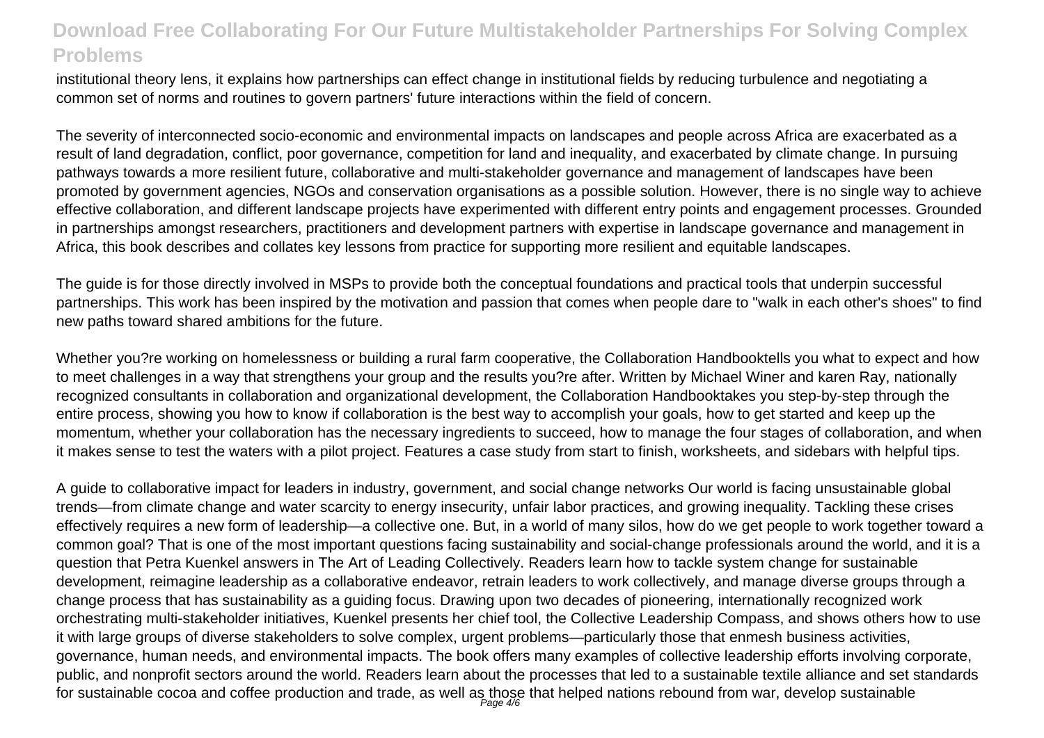institutional theory lens, it explains how partnerships can effect change in institutional fields by reducing turbulence and negotiating a common set of norms and routines to govern partners' future interactions within the field of concern.

The severity of interconnected socio-economic and environmental impacts on landscapes and people across Africa are exacerbated as a result of land degradation, conflict, poor governance, competition for land and inequality, and exacerbated by climate change. In pursuing pathways towards a more resilient future, collaborative and multi-stakeholder governance and management of landscapes have been promoted by government agencies, NGOs and conservation organisations as a possible solution. However, there is no single way to achieve effective collaboration, and different landscape projects have experimented with different entry points and engagement processes. Grounded in partnerships amongst researchers, practitioners and development partners with expertise in landscape governance and management in Africa, this book describes and collates key lessons from practice for supporting more resilient and equitable landscapes.

The guide is for those directly involved in MSPs to provide both the conceptual foundations and practical tools that underpin successful partnerships. This work has been inspired by the motivation and passion that comes when people dare to "walk in each other's shoes" to find new paths toward shared ambitions for the future.

Whether you?re working on homelessness or building a rural farm cooperative, the Collaboration Handbooktells you what to expect and how to meet challenges in a way that strengthens your group and the results you?re after. Written by Michael Winer and karen Ray, nationally recognized consultants in collaboration and organizational development, the Collaboration Handbooktakes you step-by-step through the entire process, showing you how to know if collaboration is the best way to accomplish your goals, how to get started and keep up the momentum, whether your collaboration has the necessary ingredients to succeed, how to manage the four stages of collaboration, and when it makes sense to test the waters with a pilot project. Features a case study from start to finish, worksheets, and sidebars with helpful tips.

A guide to collaborative impact for leaders in industry, government, and social change networks Our world is facing unsustainable global trends—from climate change and water scarcity to energy insecurity, unfair labor practices, and growing inequality. Tackling these crises effectively requires a new form of leadership—a collective one. But, in a world of many silos, how do we get people to work together toward a common goal? That is one of the most important questions facing sustainability and social-change professionals around the world, and it is a question that Petra Kuenkel answers in The Art of Leading Collectively. Readers learn how to tackle system change for sustainable development, reimagine leadership as a collaborative endeavor, retrain leaders to work collectively, and manage diverse groups through a change process that has sustainability as a guiding focus. Drawing upon two decades of pioneering, internationally recognized work orchestrating multi-stakeholder initiatives, Kuenkel presents her chief tool, the Collective Leadership Compass, and shows others how to use it with large groups of diverse stakeholders to solve complex, urgent problems—particularly those that enmesh business activities, governance, human needs, and environmental impacts. The book offers many examples of collective leadership efforts involving corporate, public, and nonprofit sectors around the world. Readers learn about the processes that led to a sustainable textile alliance and set standards for sustainable cocoa and coffee production and trade, as well as those that helped nations rebound from war, develop sustainable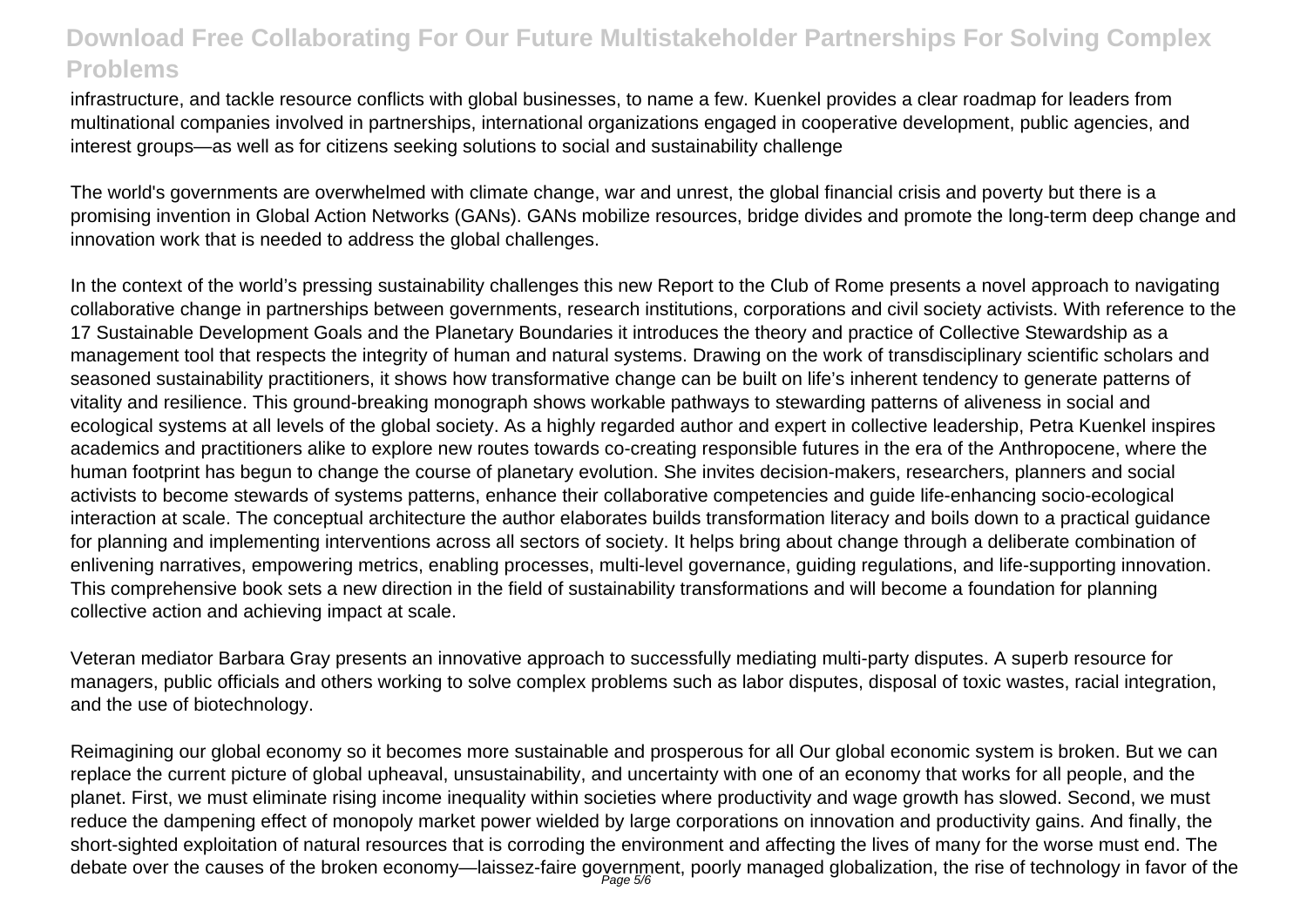infrastructure, and tackle resource conflicts with global businesses, to name a few. Kuenkel provides a clear roadmap for leaders from multinational companies involved in partnerships, international organizations engaged in cooperative development, public agencies, and interest groups—as well as for citizens seeking solutions to social and sustainability challenge

The world's governments are overwhelmed with climate change, war and unrest, the global financial crisis and poverty but there is a promising invention in Global Action Networks (GANs). GANs mobilize resources, bridge divides and promote the long-term deep change and innovation work that is needed to address the global challenges.

In the context of the world's pressing sustainability challenges this new Report to the Club of Rome presents a novel approach to navigating collaborative change in partnerships between governments, research institutions, corporations and civil society activists. With reference to the 17 Sustainable Development Goals and the Planetary Boundaries it introduces the theory and practice of Collective Stewardship as a management tool that respects the integrity of human and natural systems. Drawing on the work of transdisciplinary scientific scholars and seasoned sustainability practitioners, it shows how transformative change can be built on life's inherent tendency to generate patterns of vitality and resilience. This ground-breaking monograph shows workable pathways to stewarding patterns of aliveness in social and ecological systems at all levels of the global society. As a highly regarded author and expert in collective leadership, Petra Kuenkel inspires academics and practitioners alike to explore new routes towards co-creating responsible futures in the era of the Anthropocene, where the human footprint has begun to change the course of planetary evolution. She invites decision-makers, researchers, planners and social activists to become stewards of systems patterns, enhance their collaborative competencies and guide life-enhancing socio-ecological interaction at scale. The conceptual architecture the author elaborates builds transformation literacy and boils down to a practical guidance for planning and implementing interventions across all sectors of society. It helps bring about change through a deliberate combination of enlivening narratives, empowering metrics, enabling processes, multi-level governance, guiding regulations, and life-supporting innovation. This comprehensive book sets a new direction in the field of sustainability transformations and will become a foundation for planning collective action and achieving impact at scale.

Veteran mediator Barbara Gray presents an innovative approach to successfully mediating multi-party disputes. A superb resource for managers, public officials and others working to solve complex problems such as labor disputes, disposal of toxic wastes, racial integration, and the use of biotechnology.

Reimagining our global economy so it becomes more sustainable and prosperous for all Our global economic system is broken. But we can replace the current picture of global upheaval, unsustainability, and uncertainty with one of an economy that works for all people, and the planet. First, we must eliminate rising income inequality within societies where productivity and wage growth has slowed. Second, we must reduce the dampening effect of monopoly market power wielded by large corporations on innovation and productivity gains. And finally, the short-sighted exploitation of natural resources that is corroding the environment and affecting the lives of many for the worse must end. The debate over the causes of the broken economy—laissez-faire government, poorly managed globalization, the rise of technology in favor of the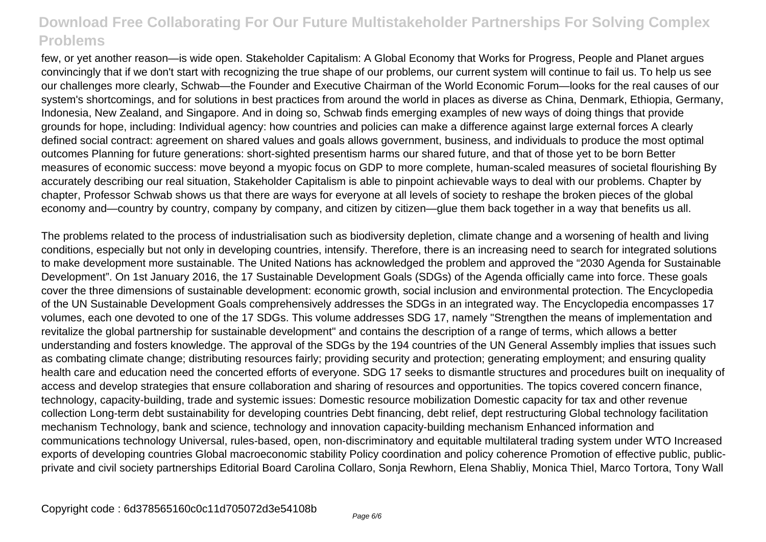few, or yet another reason—is wide open. Stakeholder Capitalism: A Global Economy that Works for Progress, People and Planet argues convincingly that if we don't start with recognizing the true shape of our problems, our current system will continue to fail us. To help us see our challenges more clearly, Schwab—the Founder and Executive Chairman of the World Economic Forum—looks for the real causes of our system's shortcomings, and for solutions in best practices from around the world in places as diverse as China, Denmark, Ethiopia, Germany, Indonesia, New Zealand, and Singapore. And in doing so, Schwab finds emerging examples of new ways of doing things that provide grounds for hope, including: Individual agency: how countries and policies can make a difference against large external forces A clearly defined social contract: agreement on shared values and goals allows government, business, and individuals to produce the most optimal outcomes Planning for future generations: short-sighted presentism harms our shared future, and that of those yet to be born Better measures of economic success: move beyond a myopic focus on GDP to more complete, human-scaled measures of societal flourishing By accurately describing our real situation, Stakeholder Capitalism is able to pinpoint achievable ways to deal with our problems. Chapter by chapter, Professor Schwab shows us that there are ways for everyone at all levels of society to reshape the broken pieces of the global economy and—country by country, company by company, and citizen by citizen—glue them back together in a way that benefits us all.

The problems related to the process of industrialisation such as biodiversity depletion, climate change and a worsening of health and living conditions, especially but not only in developing countries, intensify. Therefore, there is an increasing need to search for integrated solutions to make development more sustainable. The United Nations has acknowledged the problem and approved the "2030 Agenda for Sustainable Development". On 1st January 2016, the 17 Sustainable Development Goals (SDGs) of the Agenda officially came into force. These goals cover the three dimensions of sustainable development: economic growth, social inclusion and environmental protection. The Encyclopedia of the UN Sustainable Development Goals comprehensively addresses the SDGs in an integrated way. The Encyclopedia encompasses 17 volumes, each one devoted to one of the 17 SDGs. This volume addresses SDG 17, namely "Strengthen the means of implementation and revitalize the global partnership for sustainable development" and contains the description of a range of terms, which allows a better understanding and fosters knowledge. The approval of the SDGs by the 194 countries of the UN General Assembly implies that issues such as combating climate change; distributing resources fairly; providing security and protection; generating employment; and ensuring quality health care and education need the concerted efforts of everyone. SDG 17 seeks to dismantle structures and procedures built on inequality of access and develop strategies that ensure collaboration and sharing of resources and opportunities. The topics covered concern finance, technology, capacity-building, trade and systemic issues: Domestic resource mobilization Domestic capacity for tax and other revenue collection Long-term debt sustainability for developing countries Debt financing, debt relief, dept restructuring Global technology facilitation mechanism Technology, bank and science, technology and innovation capacity-building mechanism Enhanced information and communications technology Universal, rules-based, open, non-discriminatory and equitable multilateral trading system under WTO Increased exports of developing countries Global macroeconomic stability Policy coordination and policy coherence Promotion of effective public, public-private and civil society partnerships Editorial Board Carolina Collaro, Sonja Rewhorn, Elena Shabliy, Monica Thiel, Marco Tortora, Tony Wall

Copyright code : 6d378565160c0c11d705072d3e54108b